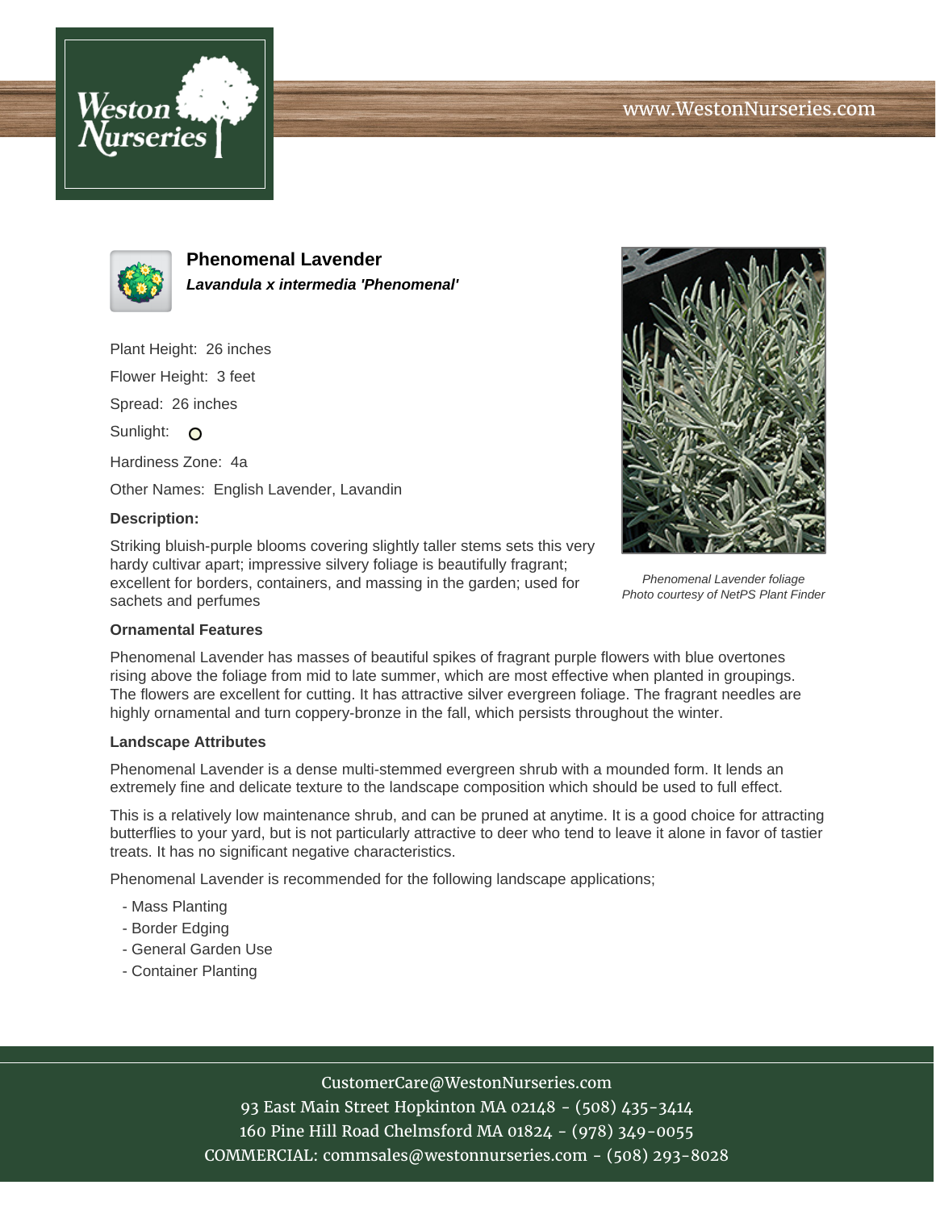# Phenomenal Lavender

***Lavandula x intermedia 'Phenomenal'***

Plant Height: 26 inches

Flower Height: 3 feet

Spread: 26 inches

Sunlight: ○

Hardiness Zone: 4a

Other Names: English Lavender, Lavandin

**Description:**

Striking bluish-purple blooms covering slightly taller stems sets this very hardy cultivar apart; impressive silvery foliage is beautifully fragrant; excellent for borders, containers, and massing in the garden; used for sachets and perfumes

*Phenomenal Lavender foliage*
*Photo courtesy of NetPS Plant Finder*

### Ornamental Features

Phenomenal Lavender has masses of beautiful spikes of fragrant purple flowers with blue overtones rising above the foliage from mid to late summer, which are most effective when planted in groupings. The flowers are excellent for cutting. It has attractive silver evergreen foliage. The fragrant needles are highly ornamental and turn coppery-bronze in the fall, which persists throughout the winter.

### Landscape Attributes

Phenomenal Lavender is a dense multi-stemmed evergreen shrub with a mounded form. It lends an extremely fine and delicate texture to the landscape composition which should be used to full effect.

This is a relatively low maintenance shrub, and can be pruned at anytime. It is a good choice for attracting butterflies to your yard, but is not particularly attractive to deer who tend to leave it alone in favor of tastier treats. It has no significant negative characteristics.

Phenomenal Lavender is recommended for the following landscape applications;

- Mass Planting
- Border Edging
- General Garden Use
- Container Planting

CustomerCare@WestonNurseries.com
93 East Main Street Hopkinton MA 02148 - (508) 435-3414
160 Pine Hill Road Chelmsford MA 01824 - (978) 349-0055
COMMERCIAL: commsales@westonnurseries.com - (508) 293-8028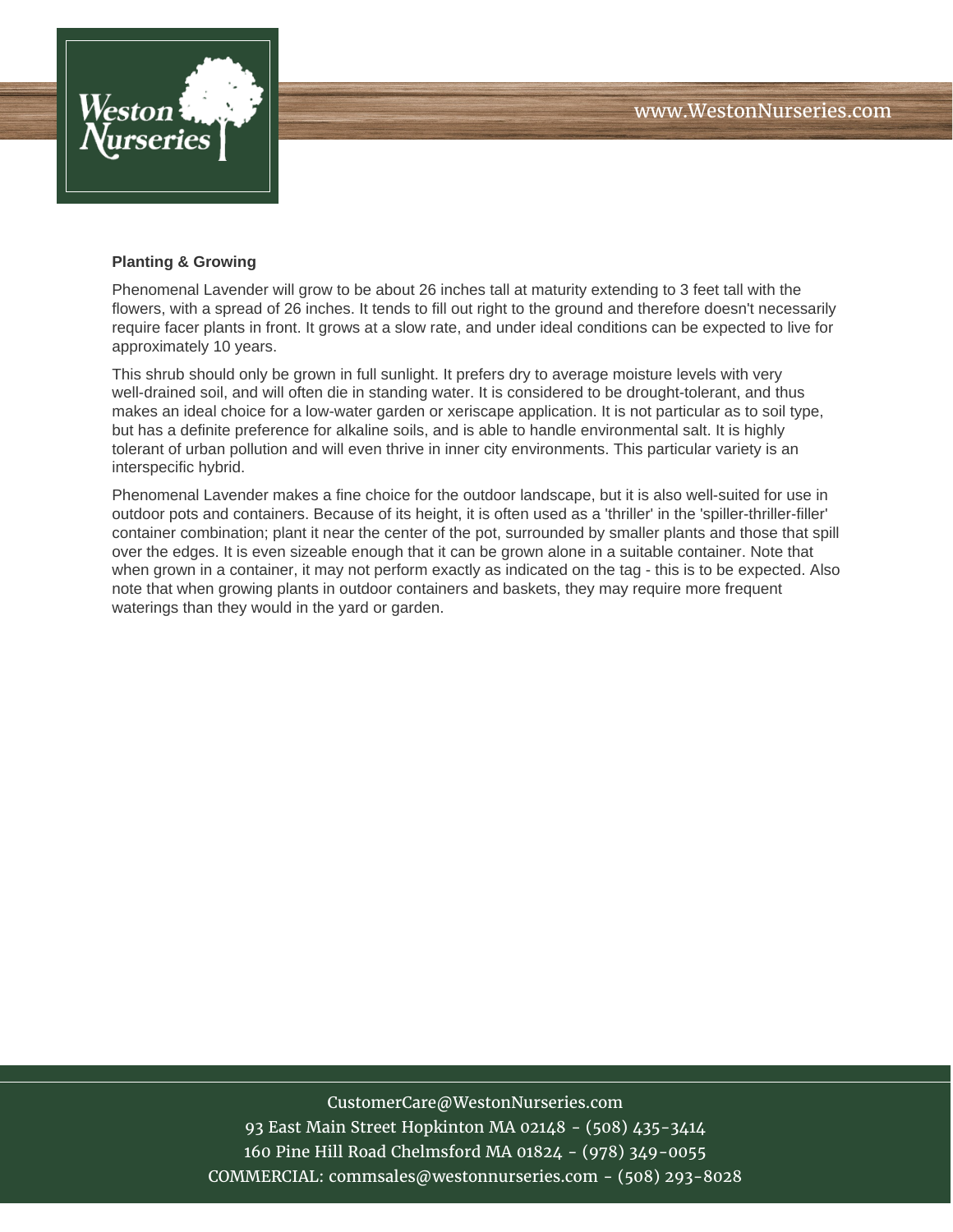**Planting & Growing**

Phenomenal Lavender will grow to be about 26 inches tall at maturity extending to 3 feet tall with the flowers, with a spread of 26 inches. It tends to fill out right to the ground and therefore doesn't necessarily require facer plants in front. It grows at a slow rate, and under ideal conditions can be expected to live for approximately 10 years.

This shrub should only be grown in full sunlight. It prefers dry to average moisture levels with very well-drained soil, and will often die in standing water. It is considered to be drought-tolerant, and thus makes an ideal choice for a low-water garden or xeriscape application. It is not particular as to soil type, but has a definite preference for alkaline soils, and is able to handle environmental salt. It is highly tolerant of urban pollution and will even thrive in inner city environments. This particular variety is an interspecific hybrid.

Phenomenal Lavender makes a fine choice for the outdoor landscape, but it is also well-suited for use in outdoor pots and containers. Because of its height, it is often used as a 'thriller' in the 'spiller-thriller-filler' container combination; plant it near the center of the pot, surrounded by smaller plants and those that spill over the edges. It is even sizeable enough that it can be grown alone in a suitable container. Note that when grown in a container, it may not perform exactly as indicated on the tag - this is to be expected. Also note that when growing plants in outdoor containers and baskets, they may require more frequent waterings than they would in the yard or garden.